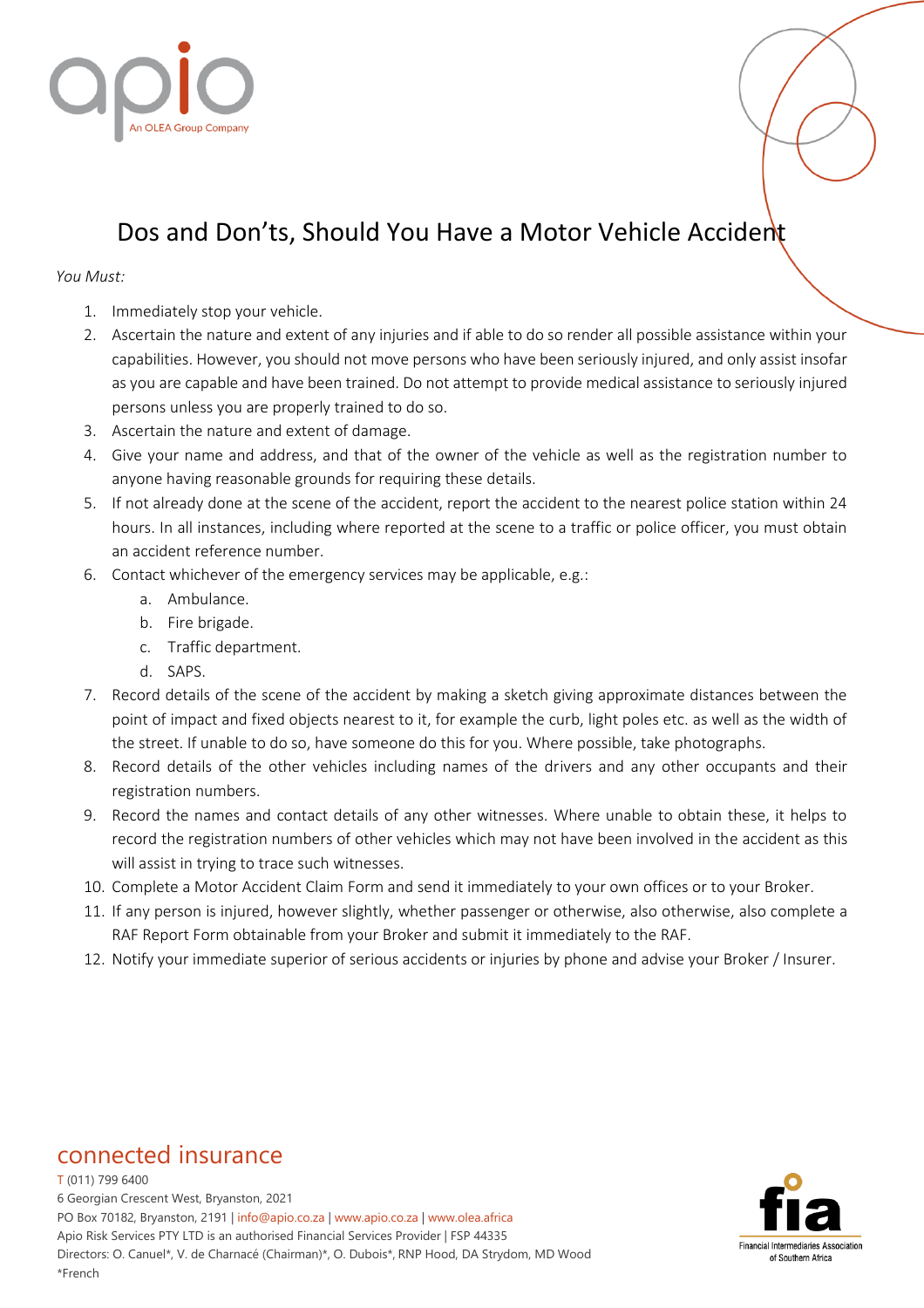apio

An OLEA Group Company

# Dos and Don'ts, Should You Have a Motor Vehicle Accident

*You Must:*

1. Immediately stop your vehicle.
2. Ascertain the nature and extent of any injuries and if able to do so render all possible assistance within your capabilities. However, you should not move persons who have been seriously injured, and only assist insofar as you are capable and have been trained. Do not attempt to provide medical assistance to seriously injured persons unless you are properly trained to do so.
3. Ascertain the nature and extent of damage.
4. Give your name and address, and that of the owner of the vehicle as well as the registration number to anyone having reasonable grounds for requiring these details.
5. If not already done at the scene of the accident, report the accident to the nearest police station within 24 hours. In all instances, including where reported at the scene to a traffic or police officer, you must obtain an accident reference number.
6. Contact whichever of the emergency services may be applicable, e.g.:
   a. Ambulance.
   b. Fire brigade.
   c. Traffic department.
   d. SAPS.
7. Record details of the scene of the accident by making a sketch giving approximate distances between the point of impact and fixed objects nearest to it, for example the curb, light poles etc. as well as the width of the street. If unable to do so, have someone do this for you. Where possible, take photographs.
8. Record details of the other vehicles including names of the drivers and any other occupants and their registration numbers.
9. Record the names and contact details of any other witnesses. Where unable to obtain these, it helps to record the registration numbers of other vehicles which may not have been involved in the accident as this will assist in trying to trace such witnesses.
10. Complete a Motor Accident Claim Form and send it immediately to your own offices or to your Broker.
11. If any person is injured, however slightly, whether passenger or otherwise, also otherwise, also complete a RAF Report Form obtainable from your Broker and submit it immediately to the RAF.
12. Notify your immediate superior of serious accidents or injuries by phone and advise your Broker / Insurer.

connected insurance

T (011) 799 6400
6 Georgian Crescent West, Bryanston, 2021
PO Box 70182, Bryanston, 2191 | info@apio.co.za | www.apio.co.za | www.olea.africa
Apio Risk Services PTY LTD is an authorised Financial Services Provider | FSP 44335
Directors: O. Canuel*, V. de Charnacé (Chairman)*, O. Dubois*, RNP Hood, DA Strydom, MD Wood
*French

fia
Financial Intermediaries Association of Southern Africa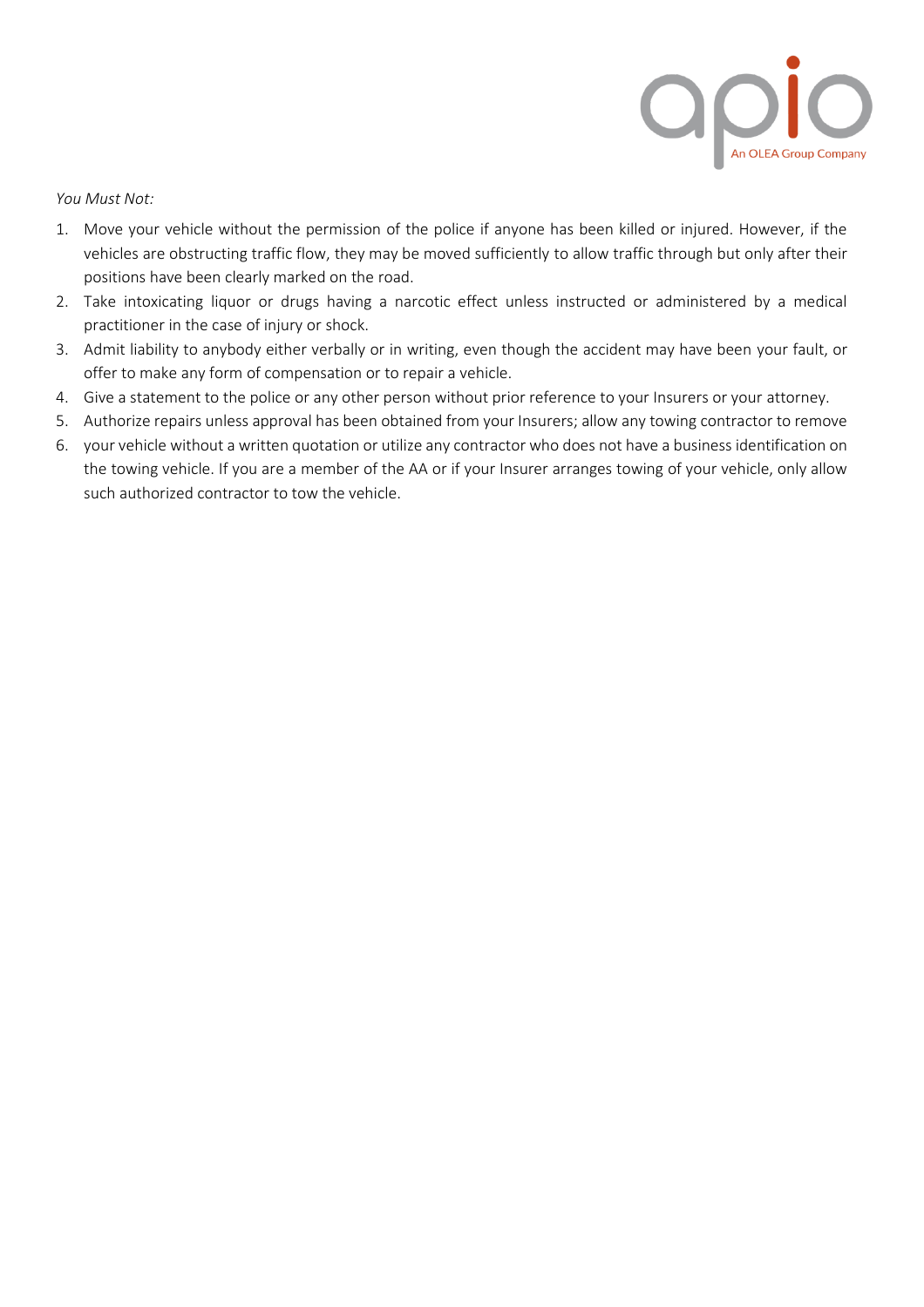*You Must Not:*

1. Move your vehicle without the permission of the police if anyone has been killed or injured. However, if the vehicles are obstructing traffic flow, they may be moved sufficiently to allow traffic through but only after their positions have been clearly marked on the road.
2. Take intoxicating liquor or drugs having a narcotic effect unless instructed or administered by a medical practitioner in the case of injury or shock.
3. Admit liability to anybody either verbally or in writing, even though the accident may have been your fault, or offer to make any form of compensation or to repair a vehicle.
4. Give a statement to the police or any other person without prior reference to your Insurers or your attorney.
5. Authorize repairs unless approval has been obtained from your Insurers; allow any towing contractor to remove
6. your vehicle without a written quotation or utilize any contractor who does not have a business identification on the towing vehicle. If you are a member of the AA or if your Insurer arranges towing of your vehicle, only allow such authorized contractor to tow the vehicle.